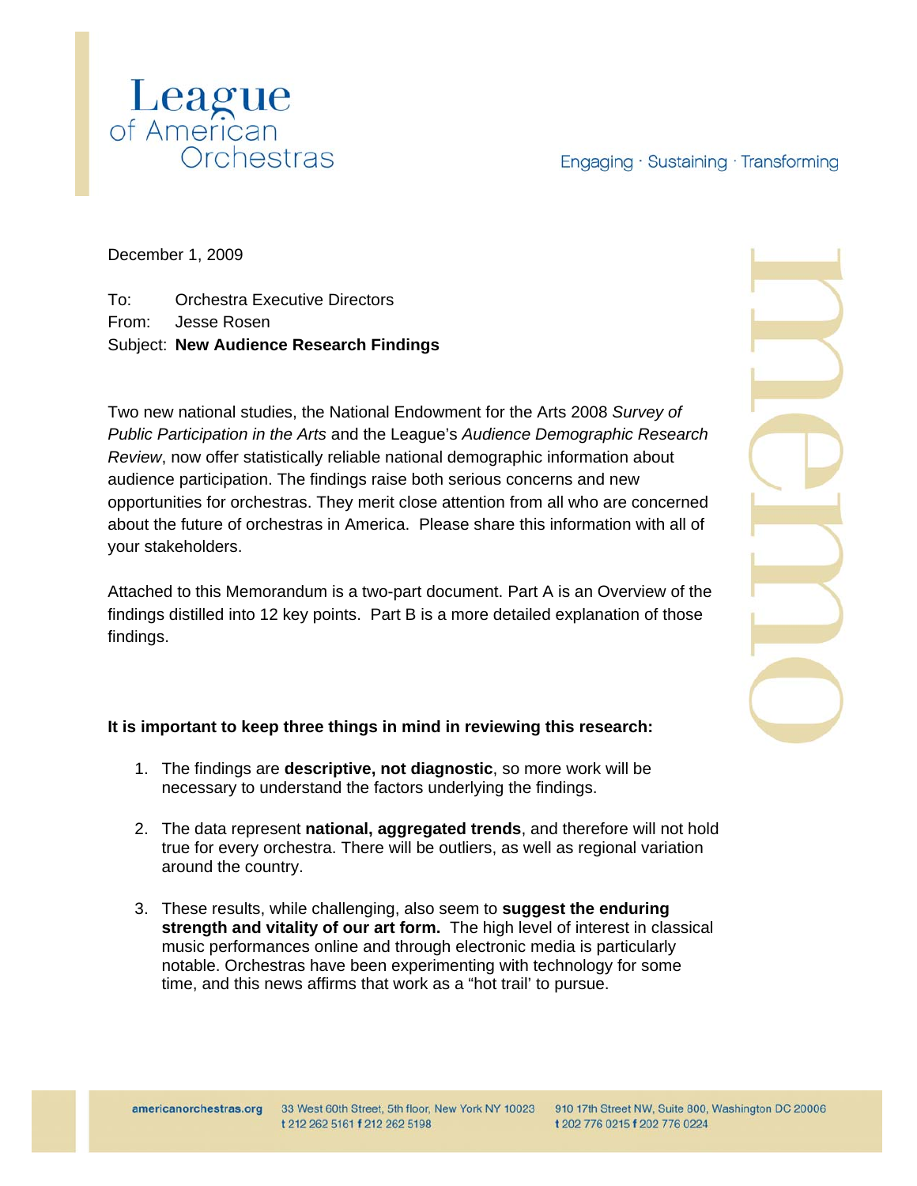# League of American Orchestras

Engaging · Sustaining · Transforming

December 1, 2009

To: Orchestra Executive Directors
From: Jesse Rosen
Subject: **New Audience Research Findings**

Two new national studies, the National Endowment for the Arts 2008 *Survey of Public Participation in the Arts* and the League's *Audience Demographic Research Review*, now offer statistically reliable national demographic information about audience participation. The findings raise both serious concerns and new opportunities for orchestras. They merit close attention from all who are concerned about the future of orchestras in America. Please share this information with all of your stakeholders.

Attached to this Memorandum is a two-part document. Part A is an Overview of the findings distilled into 12 key points. Part B is a more detailed explanation of those findings.

**It is important to keep three things in mind in reviewing this research:**

1. The findings are **descriptive, not diagnostic**, so more work will be necessary to understand the factors underlying the findings.
2. The data represent **national, aggregated trends**, and therefore will not hold true for every orchestra. There will be outliers, as well as regional variation around the country.
3. These results, while challenging, also seem to **suggest the enduring strength and vitality of our art form.** The high level of interest in classical music performances online and through electronic media is particularly notable. Orchestras have been experimenting with technology for some time, and this news affirms that work as a "hot trail' to pursue.

americanorchestras.org 33 West 60th Street, 5th floor, New York NY 10023 t 212 262 5161 f 212 262 5198 910 17th Street NW, Suite 800, Washington DC 20006 t 202 776 0215 f 202 776 0224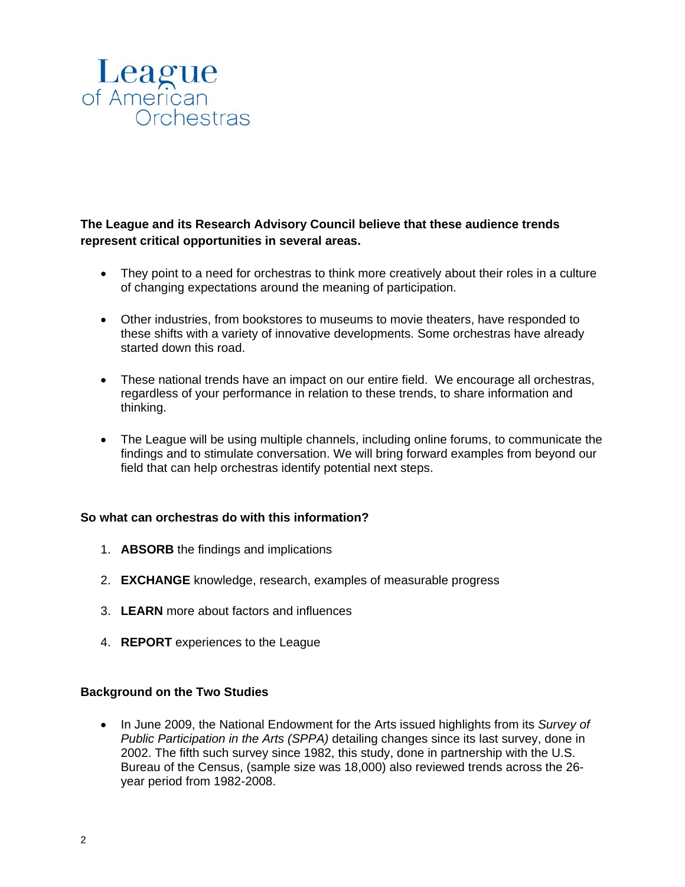League of American Orchestras

**The League and its Research Advisory Council believe that these audience trends represent critical opportunities in several areas.**

- They point to a need for orchestras to think more creatively about their roles in a culture of changing expectations around the meaning of participation.
- Other industries, from bookstores to museums to movie theaters, have responded to these shifts with a variety of innovative developments. Some orchestras have already started down this road.
- These national trends have an impact on our entire field. We encourage all orchestras, regardless of your performance in relation to these trends, to share information and thinking.
- The League will be using multiple channels, including online forums, to communicate the findings and to stimulate conversation. We will bring forward examples from beyond our field that can help orchestras identify potential next steps.

**So what can orchestras do with this information?**

1. **ABSORB** the findings and implications
2. **EXCHANGE** knowledge, research, examples of measurable progress
3. **LEARN** more about factors and influences
4. **REPORT** experiences to the League

**Background on the Two Studies**

- In June 2009, the National Endowment for the Arts issued highlights from its *Survey of Public Participation in the Arts (SPPA)* detailing changes since its last survey, done in 2002. The fifth such survey since 1982, this study, done in partnership with the U.S. Bureau of the Census, (sample size was 18,000) also reviewed trends across the 26-year period from 1982-2008.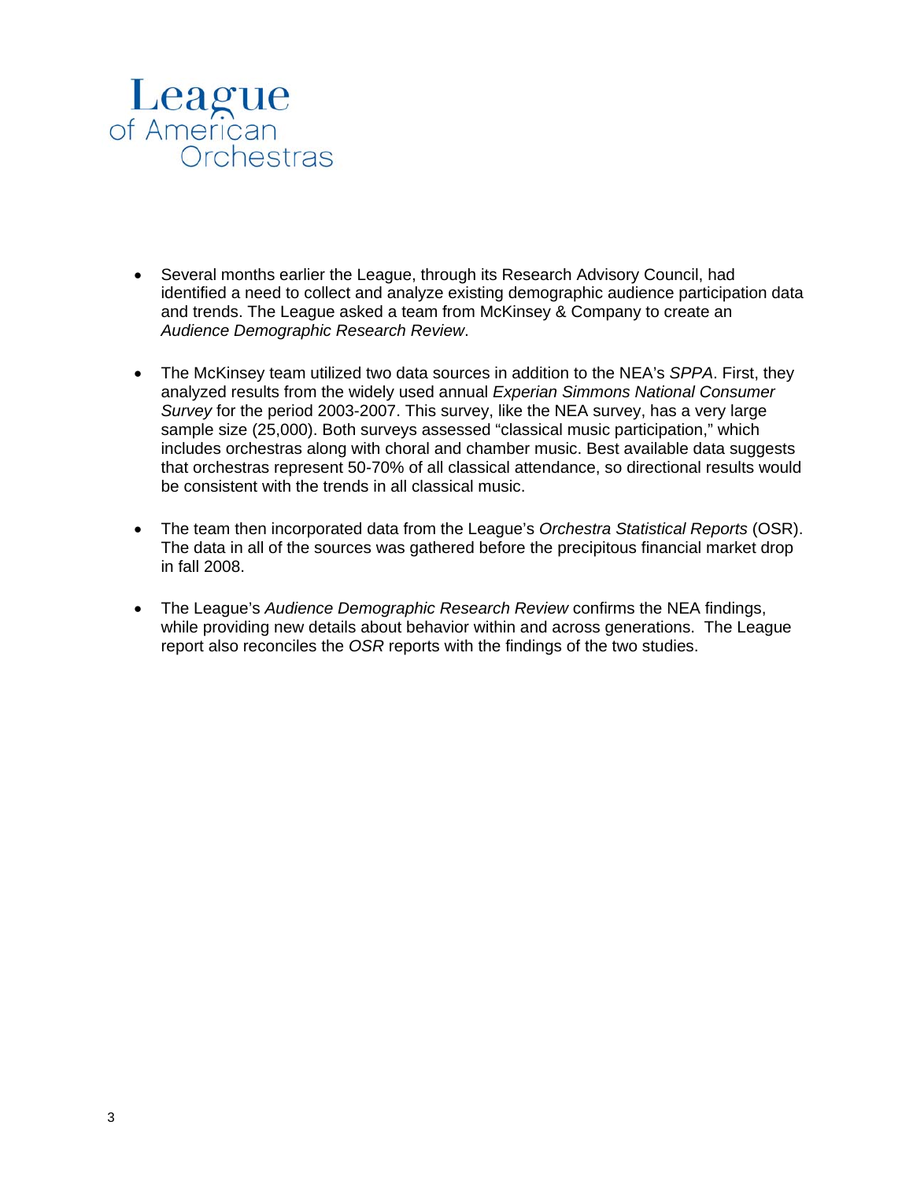- Several months earlier the League, through its Research Advisory Council, had identified a need to collect and analyze existing demographic audience participation data and trends. The League asked a team from McKinsey & Company to create an *Audience Demographic Research Review*.

- The McKinsey team utilized two data sources in addition to the NEA's *SPPA*. First, they analyzed results from the widely used annual *Experian Simmons National Consumer Survey* for the period 2003-2007. This survey, like the NEA survey, has a very large sample size (25,000). Both surveys assessed "classical music participation," which includes orchestras along with choral and chamber music. Best available data suggests that orchestras represent 50-70% of all classical attendance, so directional results would be consistent with the trends in all classical music.

- The team then incorporated data from the League's *Orchestra Statistical Reports* (OSR). The data in all of the sources was gathered before the precipitous financial market drop in fall 2008.

- The League's *Audience Demographic Research Review* confirms the NEA findings, while providing new details about behavior within and across generations. The League report also reconciles the *OSR* reports with the findings of the two studies.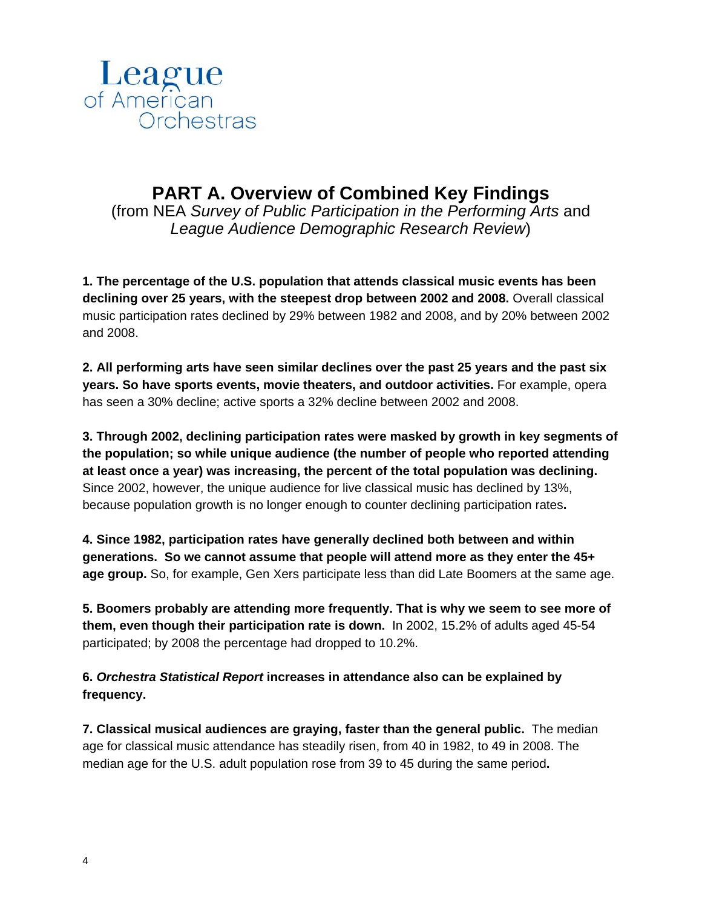League of American Orchestras

# PART A. Overview of Combined Key Findings

(from NEA *Survey of Public Participation in the Performing Arts* and *League Audience Demographic Research Review*)

**1. The percentage of the U.S. population that attends classical music events has been declining over 25 years, with the steepest drop between 2002 and 2008.** Overall classical music participation rates declined by 29% between 1982 and 2008, and by 20% between 2002 and 2008.

**2. All performing arts have seen similar declines over the past 25 years and the past six years. So have sports events, movie theaters, and outdoor activities.** For example, opera has seen a 30% decline; active sports a 32% decline between 2002 and 2008.

**3. Through 2002, declining participation rates were masked by growth in key segments of the population; so while unique audience (the number of people who reported attending at least once a year) was increasing, the percent of the total population was declining.** Since 2002, however, the unique audience for live classical music has declined by 13%, because population growth is no longer enough to counter declining participation rates**.**

**4. Since 1982, participation rates have generally declined both between and within generations. So we cannot assume that people will attend more as they enter the 45+ age group.** So, for example, Gen Xers participate less than did Late Boomers at the same age.

**5. Boomers probably are attending more frequently. That is why we seem to see more of them, even though their participation rate is down.** In 2002, 15.2% of adults aged 45-54 participated; by 2008 the percentage had dropped to 10.2%.

**6. *Orchestra Statistical Report* increases in attendance also can be explained by frequency.**

**7. Classical musical audiences are graying, faster than the general public.** The median age for classical music attendance has steadily risen, from 40 in 1982, to 49 in 2008. The median age for the U.S. adult population rose from 39 to 45 during the same period**.**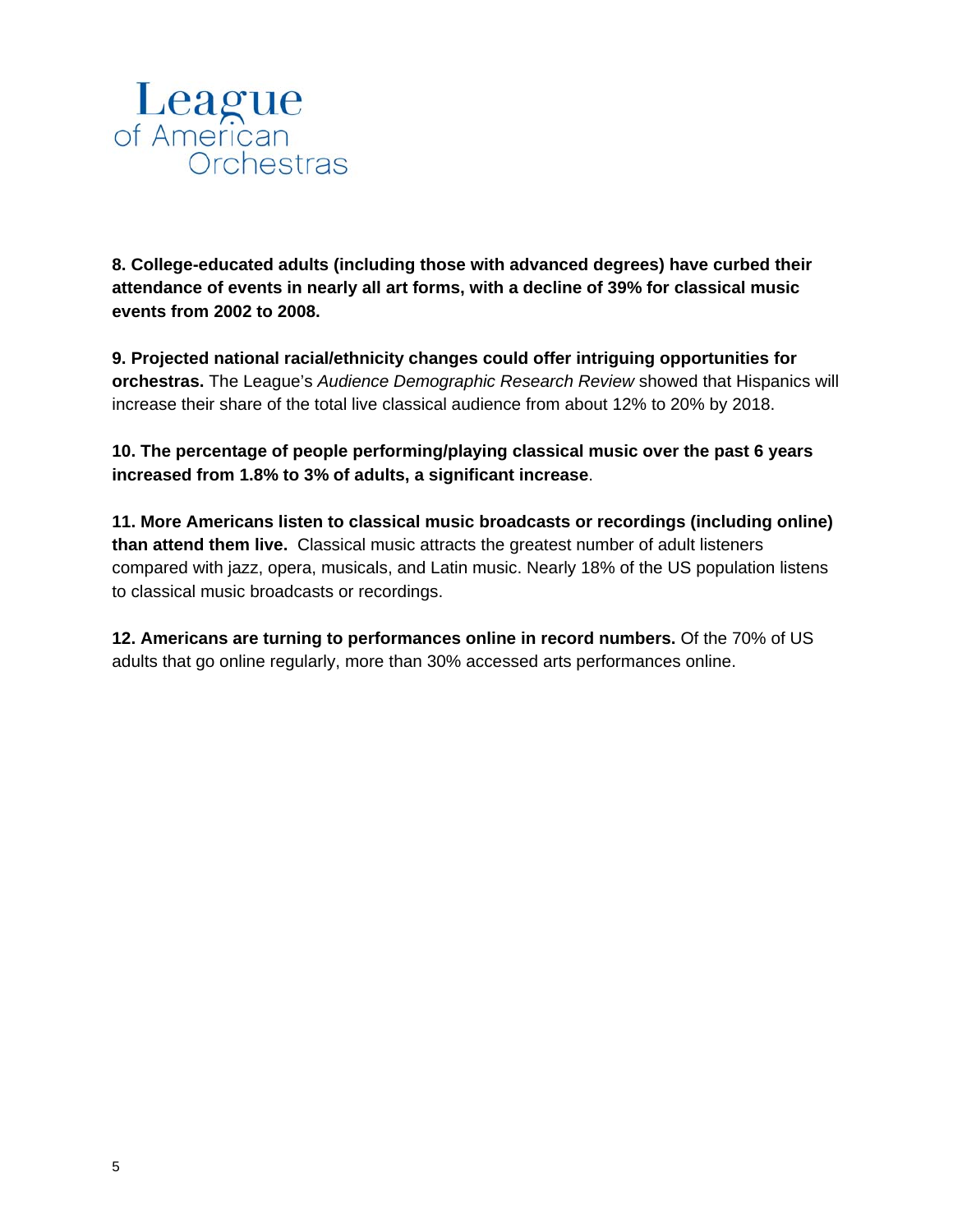League of American Orchestras

**8. College-educated adults (including those with advanced degrees) have curbed their attendance of events in nearly all art forms, with a decline of 39% for classical music events from 2002 to 2008.**

**9. Projected national racial/ethnicity changes could offer intriguing opportunities for orchestras.** The League's *Audience Demographic Research Review* showed that Hispanics will increase their share of the total live classical audience from about 12% to 20% by 2018.

**10. The percentage of people performing/playing classical music over the past 6 years increased from 1.8% to 3% of adults, a significant increase**.

**11. More Americans listen to classical music broadcasts or recordings (including online) than attend them live.** Classical music attracts the greatest number of adult listeners compared with jazz, opera, musicals, and Latin music. Nearly 18% of the US population listens to classical music broadcasts or recordings.

**12. Americans are turning to performances online in record numbers.** Of the 70% of US adults that go online regularly, more than 30% accessed arts performances online.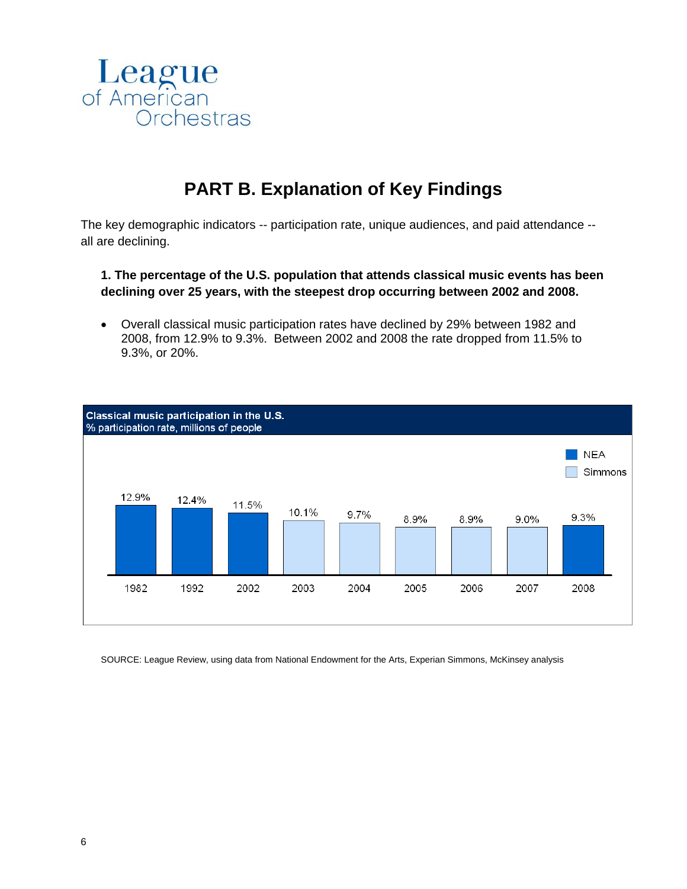League of American Orchestras

# PART B. Explanation of Key Findings

The key demographic indicators -- participation rate, unique audiences, and paid attendance -- all are declining.

**1. The percentage of the U.S. population that attends classical music events has been declining over 25 years, with the steepest drop occurring between 2002 and 2008.**

- Overall classical music participation rates have declined by 29% between 1982 and 2008, from 12.9% to 9.3%. Between 2002 and 2008 the rate dropped from 11.5% to 9.3%, or 20%.

**Classical music participation in the U.S.**
% participation rate, millions of people

| Year | Participation rate | Source |
|---|---|---|
| 1982 | 12.9% | NEA |
| 1992 | 12.4% | NEA |
| 2002 | 11.5% | NEA |
| 2003 | 10.1% | Simmons |
| 2004 | 9.7% | Simmons |
| 2005 | 8.9% | Simmons |
| 2006 | 8.9% | Simmons |
| 2007 | 9.0% | Simmons |
| 2008 | 9.3% | NEA |

SOURCE: League Review, using data from National Endowment for the Arts, Experian Simmons, McKinsey analysis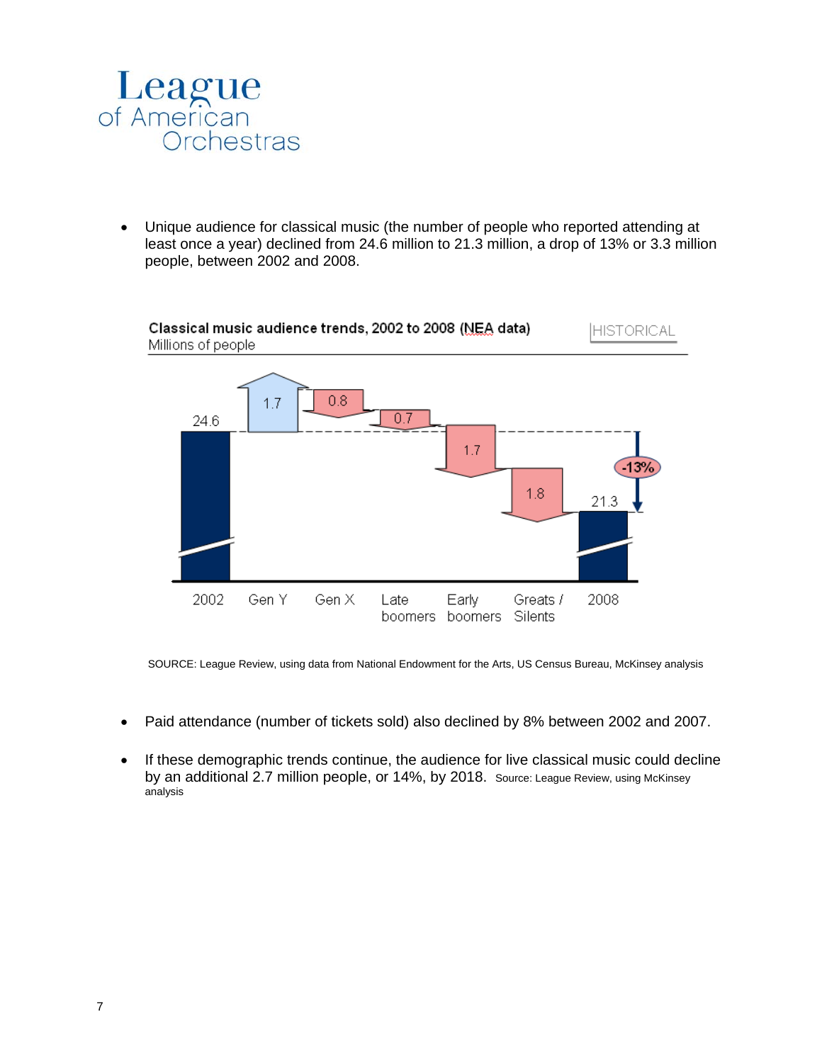League of American Orchestras

- Unique audience for classical music (the number of people who reported attending at least once a year) declined from 24.6 million to 21.3 million, a drop of 13% or 3.3 million people, between 2002 and 2008.

**Classical music audience trends, 2002 to 2008 (NEA data)** HISTORICAL
Millions of people

| 2002 | Gen Y | Gen X | Late boomers | Early boomers | Greats / Silents | 2008 |
|---|---|---|---|---|---|---|
| 24.6 | +1.7 | -0.8 | -0.7 | -1.7 | -1.8 | 21.3 |

-13%

SOURCE: League Review, using data from National Endowment for the Arts, US Census Bureau, McKinsey analysis

- Paid attendance (number of tickets sold) also declined by 8% between 2002 and 2007.

- If these demographic trends continue, the audience for live classical music could decline by an additional 2.7 million people, or 14%, by 2018. Source: League Review, using McKinsey analysis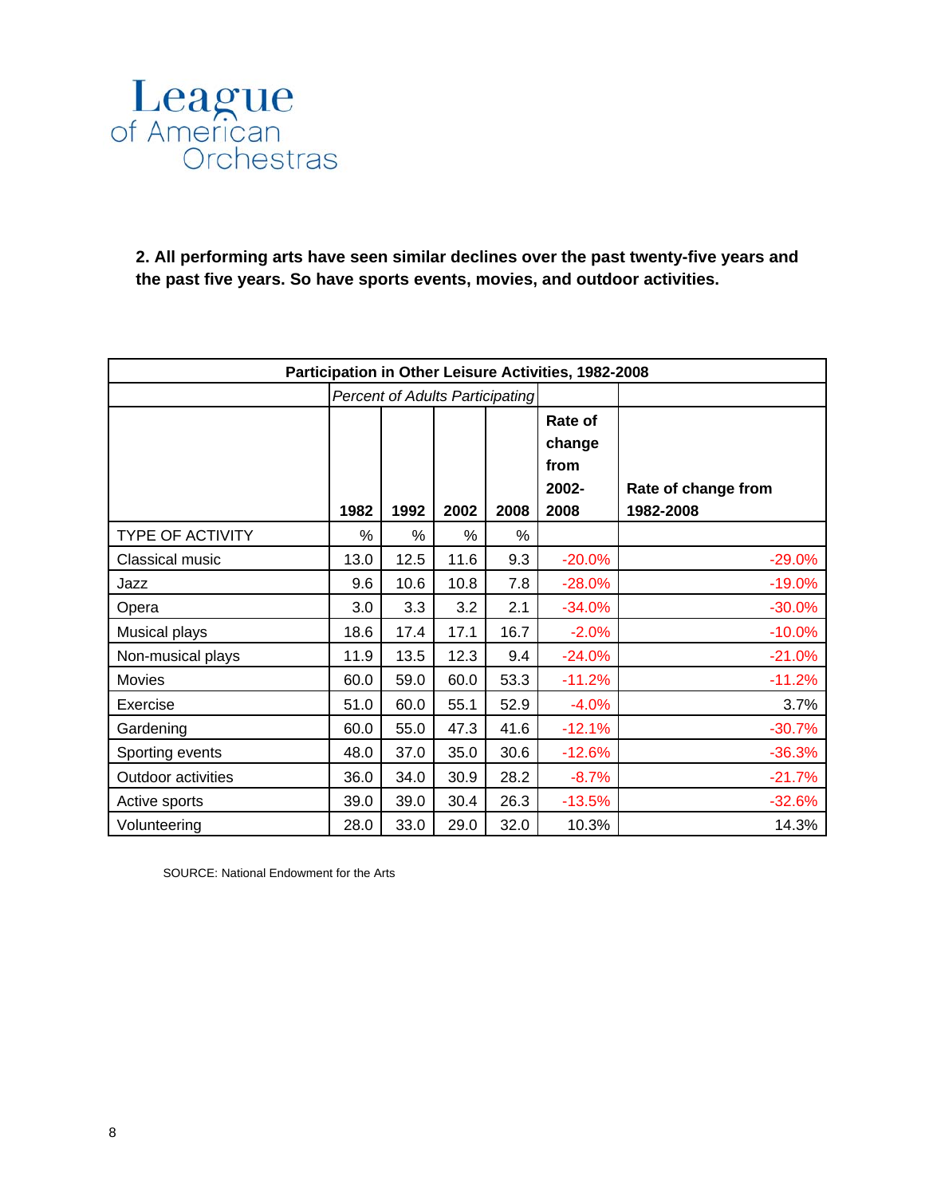League of American Orchestras

**2. All performing arts have seen similar declines over the past twenty-five years and the past five years. So have sports events, movies, and outdoor activities.**

| Participation in Other Leisure Activities, 1982-2008 | | | | | | |
|---|---|---|---|---|---|---|
| | *Percent of Adults Participating* | | | | | |
| | **1982** | **1992** | **2002** | **2008** | **Rate of change from 2002-2008** | **Rate of change from 1982-2008** |
| TYPE OF ACTIVITY | % | % | % | % | | |
| Classical music | 13.0 | 12.5 | 11.6 | 9.3 | -20.0% | -29.0% |
| Jazz | 9.6 | 10.6 | 10.8 | 7.8 | -28.0% | -19.0% |
| Opera | 3.0 | 3.3 | 3.2 | 2.1 | -34.0% | -30.0% |
| Musical plays | 18.6 | 17.4 | 17.1 | 16.7 | -2.0% | -10.0% |
| Non-musical plays | 11.9 | 13.5 | 12.3 | 9.4 | -24.0% | -21.0% |
| Movies | 60.0 | 59.0 | 60.0 | 53.3 | -11.2% | -11.2% |
| Exercise | 51.0 | 60.0 | 55.1 | 52.9 | -4.0% | 3.7% |
| Gardening | 60.0 | 55.0 | 47.3 | 41.6 | -12.1% | -30.7% |
| Sporting events | 48.0 | 37.0 | 35.0 | 30.6 | -12.6% | -36.3% |
| Outdoor activities | 36.0 | 34.0 | 30.9 | 28.2 | -8.7% | -21.7% |
| Active sports | 39.0 | 39.0 | 30.4 | 26.3 | -13.5% | -32.6% |
| Volunteering | 28.0 | 33.0 | 29.0 | 32.0 | 10.3% | 14.3% |

SOURCE: National Endowment for the Arts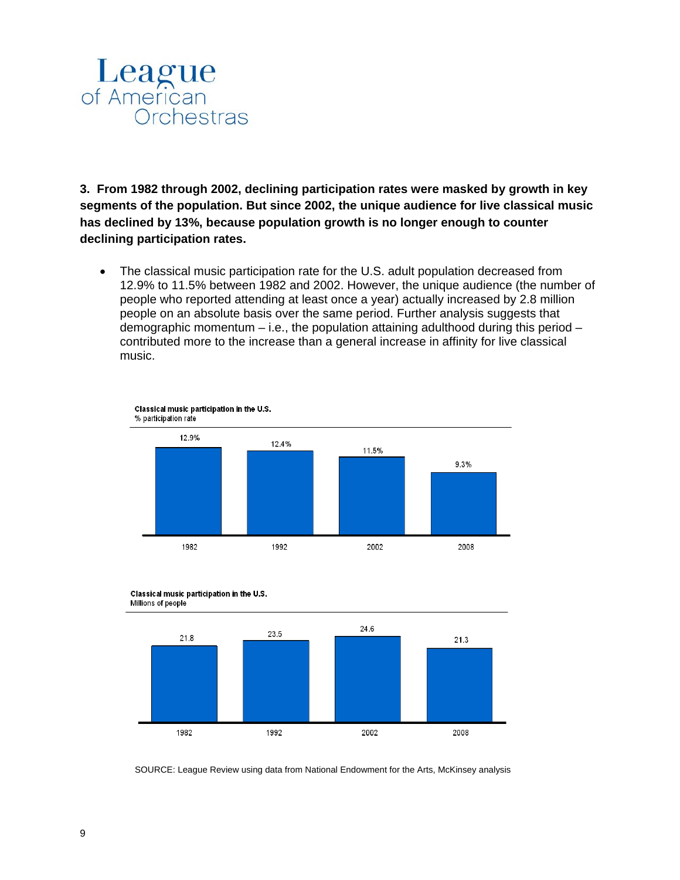**3. From 1982 through 2002, declining participation rates were masked by growth in key segments of the population. But since 2002, the unique audience for live classical music has declined by 13%, because population growth is no longer enough to counter declining participation rates.**

- The classical music participation rate for the U.S. adult population decreased from 12.9% to 11.5% between 1982 and 2002. However, the unique audience (the number of people who reported attending at least once a year) actually increased by 2.8 million people on an absolute basis over the same period. Further analysis suggests that demographic momentum – i.e., the population attaining adulthood during this period – contributed more to the increase than a general increase in affinity for live classical music.

**Classical music participation in the U.S.**
% participation rate

| 1982 | 1992 | 2002 | 2008 |
|---|---|---|---|
| 12.9% | 12.4% | 11.5% | 9.3% |

**Classical music participation in the U.S.**
Millions of people

| 1982 | 1992 | 2002 | 2008 |
|---|---|---|---|
| 21.8 | 23.5 | 24.6 | 21.3 |

SOURCE: League Review using data from National Endowment for the Arts, McKinsey analysis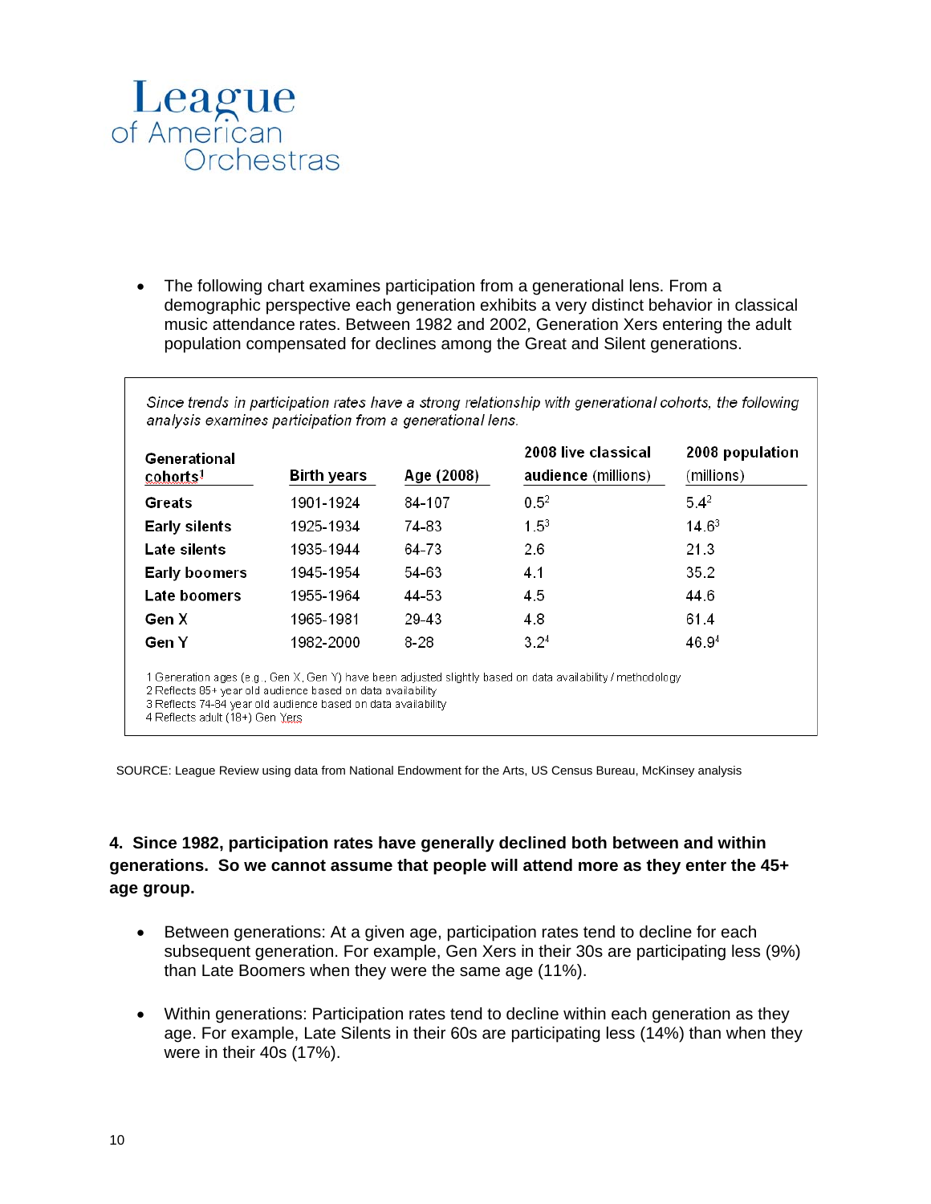- The following chart examines participation from a generational lens. From a demographic perspective each generation exhibits a very distinct behavior in classical music attendance rates. Between 1982 and 2002, Generation Xers entering the adult population compensated for declines among the Great and Silent generations.

*Since trends in participation rates have a strong relationship with generational cohorts, the following analysis examines participation from a generational lens.*

| Generational cohorts[1] | Birth years | Age (2008) | 2008 live classical audience (millions) | 2008 population (millions) |
|---|---|---|---|---|
| **Greats** | 1901-1924 | 84-107 | 0.5[2] | 5.4[2] |
| **Early silents** | 1925-1934 | 74-83 | 1.5[3] | 14.6[3] |
| **Late silents** | 1935-1944 | 64-73 | 2.6 | 21.3 |
| **Early boomers** | 1945-1954 | 54-63 | 4.1 | 35.2 |
| **Late boomers** | 1955-1964 | 44-53 | 4.5 | 44.6 |
| **Gen X** | 1965-1981 | 29-43 | 4.8 | 61.4 |
| **Gen Y** | 1982-2000 | 8-28 | 3.2[4] | 46.9[4] |

1 Generation ages (e.g., Gen X, Gen Y) have been adjusted slightly based on data availability / methodology
2 Reflects 85+ year old audience based on data availability
3 Reflects 74-84 year old audience based on data availability
4 Reflects adult (18+) Gen Yers

SOURCE: League Review using data from National Endowment for the Arts, US Census Bureau, McKinsey analysis

**4. Since 1982, participation rates have generally declined both between and within generations. So we cannot assume that people will attend more as they enter the 45+ age group.**

- Between generations: At a given age, participation rates tend to decline for each subsequent generation. For example, Gen Xers in their 30s are participating less (9%) than Late Boomers when they were the same age (11%).

- Within generations: Participation rates tend to decline within each generation as they age. For example, Late Silents in their 60s are participating less (14%) than when they were in their 40s (17%).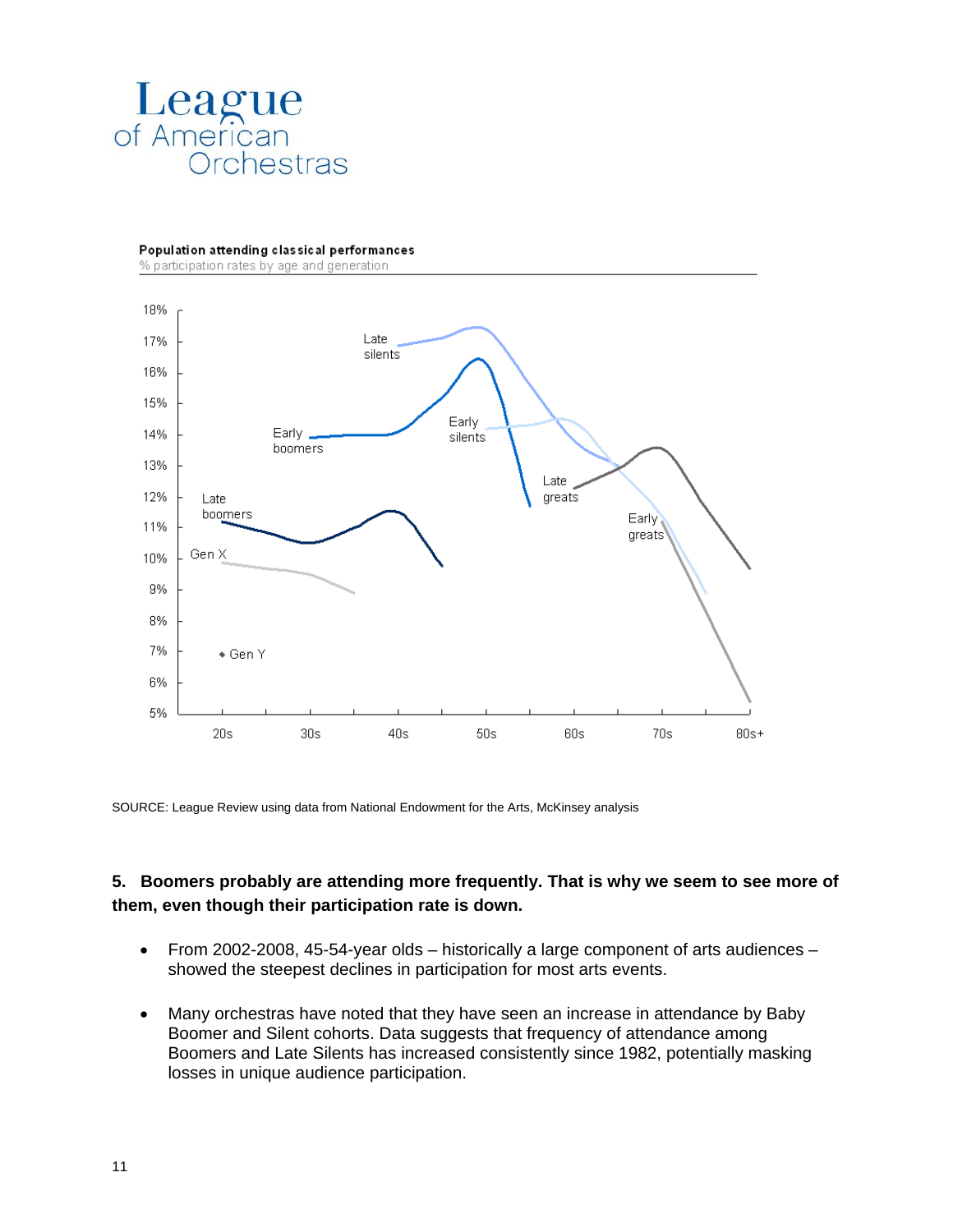# League of American Orchestras

**Population attending classical performances**

% participation rates by age and generation

SOURCE: League Review using data from National Endowment for the Arts, McKinsey analysis

**5. Boomers probably are attending more frequently. That is why we seem to see more of them, even though their participation rate is down.**

- From 2002-2008, 45-54-year olds – historically a large component of arts audiences – showed the steepest declines in participation for most arts events.
- Many orchestras have noted that they have seen an increase in attendance by Baby Boomer and Silent cohorts. Data suggests that frequency of attendance among Boomers and Late Silents has increased consistently since 1982, potentially masking losses in unique audience participation.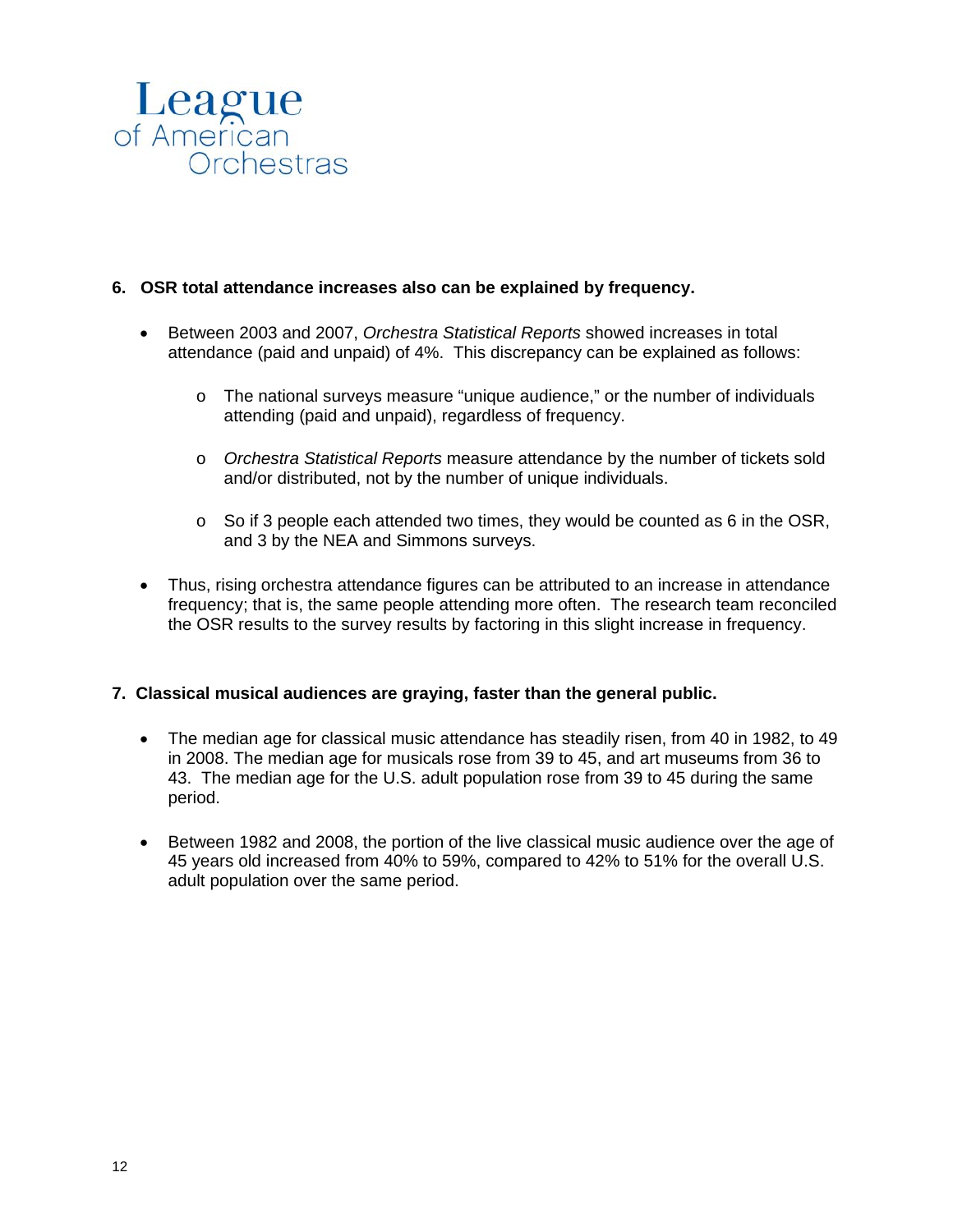League of American Orchestras

**6. OSR total attendance increases also can be explained by frequency.**

- Between 2003 and 2007, *Orchestra Statistical Reports* showed increases in total attendance (paid and unpaid) of 4%. This discrepancy can be explained as follows:
  - The national surveys measure "unique audience," or the number of individuals attending (paid and unpaid), regardless of frequency.
  - *Orchestra Statistical Reports* measure attendance by the number of tickets sold and/or distributed, not by the number of unique individuals.
  - So if 3 people each attended two times, they would be counted as 6 in the OSR, and 3 by the NEA and Simmons surveys.
- Thus, rising orchestra attendance figures can be attributed to an increase in attendance frequency; that is, the same people attending more often. The research team reconciled the OSR results to the survey results by factoring in this slight increase in frequency.

**7. Classical musical audiences are graying, faster than the general public.**

- The median age for classical music attendance has steadily risen, from 40 in 1982, to 49 in 2008. The median age for musicals rose from 39 to 45, and art museums from 36 to 43. The median age for the U.S. adult population rose from 39 to 45 during the same period.
- Between 1982 and 2008, the portion of the live classical music audience over the age of 45 years old increased from 40% to 59%, compared to 42% to 51% for the overall U.S. adult population over the same period.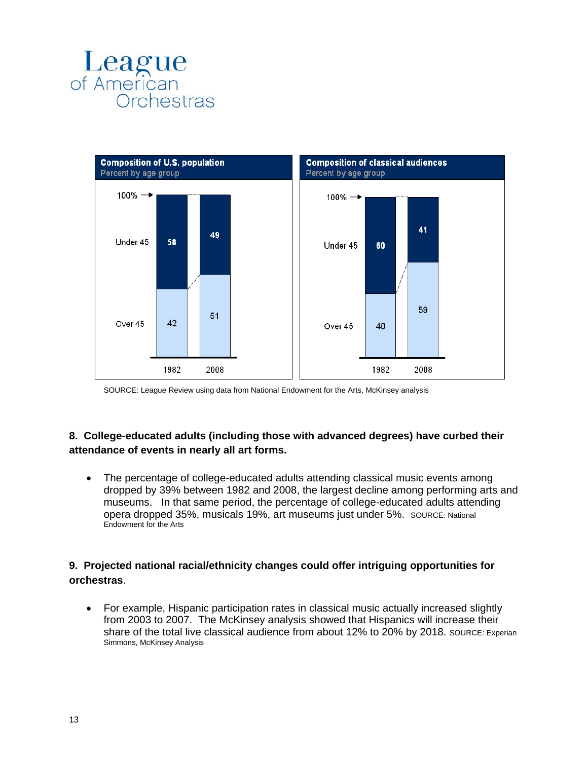League of American Orchestras

**Composition of U.S. population**
Percent by age group

| | 1982 | 2008 |
|---|---|---|
| Under 45 | 58 | 49 |
| Over 45 | 42 | 51 |

**Composition of classical audiences**
Percent by age group

| | 1982 | 2008 |
|---|---|---|
| Under 45 | 60 | 41 |
| Over 45 | 40 | 59 |

SOURCE: League Review using data from National Endowment for the Arts, McKinsey analysis

**8. College-educated adults (including those with advanced degrees) have curbed their attendance of events in nearly all art forms.**

- The percentage of college-educated adults attending classical music events among dropped by 39% between 1982 and 2008, the largest decline among performing arts and museums. In that same period, the percentage of college-educated adults attending opera dropped 35%, musicals 19%, art museums just under 5%. SOURCE: National Endowment for the Arts

**9. Projected national racial/ethnicity changes could offer intriguing opportunities for orchestras.**

- For example, Hispanic participation rates in classical music actually increased slightly from 2003 to 2007. The McKinsey analysis showed that Hispanics will increase their share of the total live classical audience from about 12% to 20% by 2018. SOURCE: Experian Simmons, McKinsey Analysis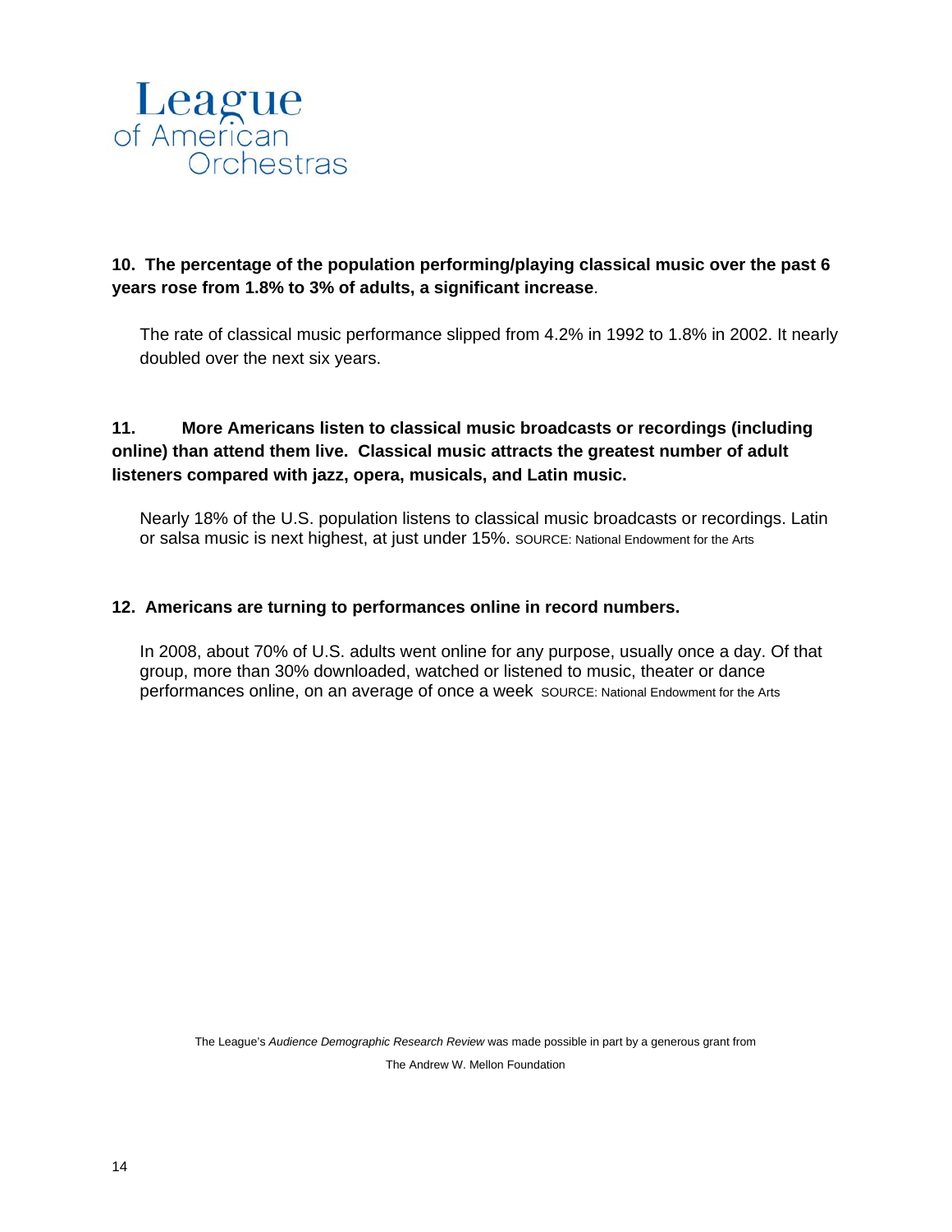League
of American
Orchestras

**10. The percentage of the population performing/playing classical music over the past 6 years rose from 1.8% to 3% of adults, a significant increase**.

The rate of classical music performance slipped from 4.2% in 1992 to 1.8% in 2002. It nearly doubled over the next six years.

**11. More Americans listen to classical music broadcasts or recordings (including online) than attend them live. Classical music attracts the greatest number of adult listeners compared with jazz, opera, musicals, and Latin music.**

Nearly 18% of the U.S. population listens to classical music broadcasts or recordings. Latin or salsa music is next highest, at just under 15%. SOURCE: National Endowment for the Arts

**12. Americans are turning to performances online in record numbers.**

In 2008, about 70% of U.S. adults went online for any purpose, usually once a day. Of that group, more than 30% downloaded, watched or listened to music, theater or dance performances online, on an average of once a week SOURCE: National Endowment for the Arts

The League's *Audience Demographic Research Review* was made possible in part by a generous grant from

The Andrew W. Mellon Foundation